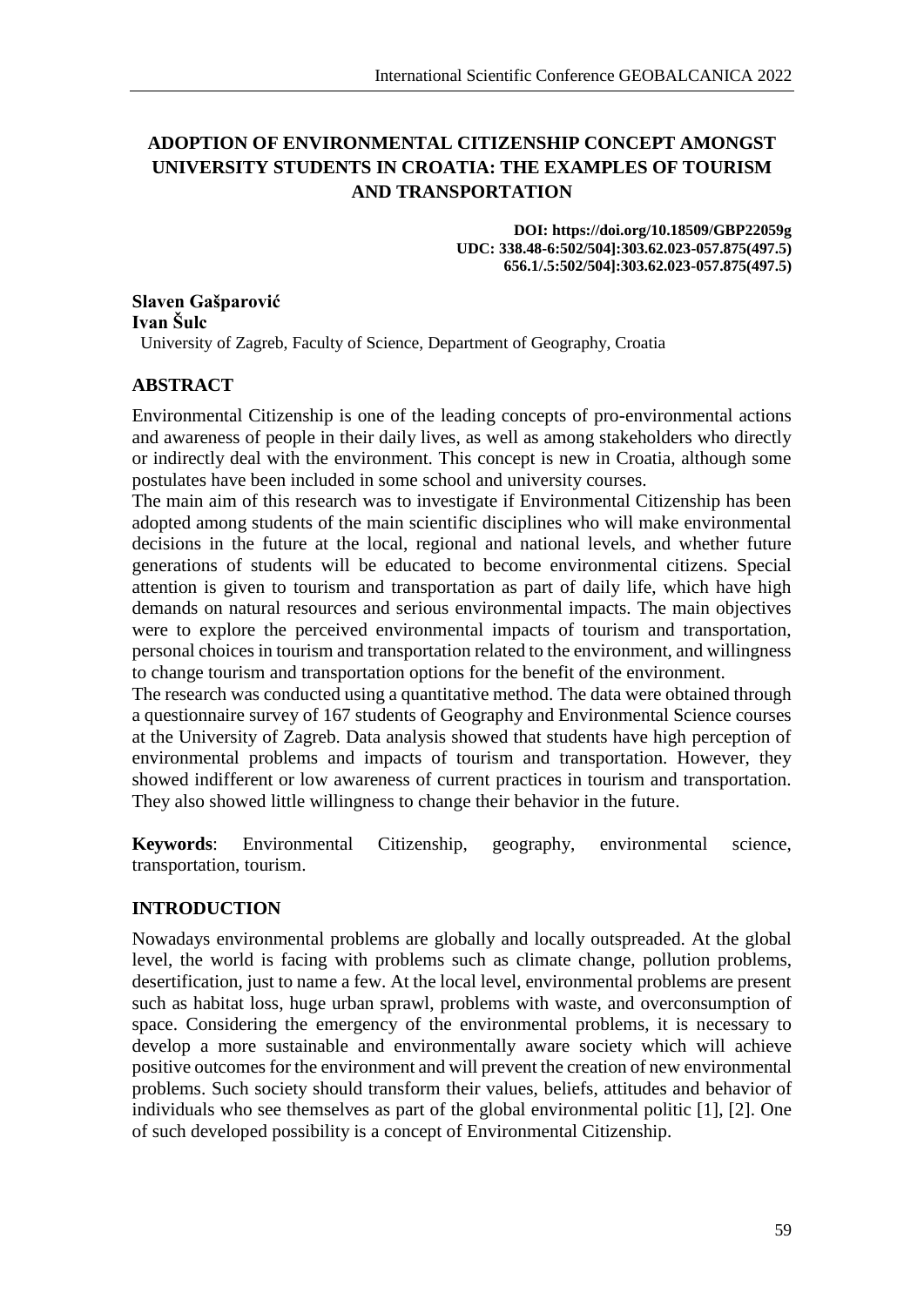# ADOPTION OF ENVIRONMENTAL CITIZENSHIP CONCEPT AMONGST UNIVERSITY STUDENTS IN CROATIA: THE EXAMPLES OF TOURISM AND TRANSPORTATION

**DOI: https://doi.org/10.18509/GBP22059g**
**UDC: 338.48-6:502/504]:303.62.023-057.875(497.5)**
**656.1/.5:502/504]:303.62.023-057.875(497.5)**

**Slaven Gašparović**
**Ivan Šulc**
University of Zagreb, Faculty of Science, Department of Geography, Croatia

## ABSTRACT

Environmental Citizenship is one of the leading concepts of pro-environmental actions and awareness of people in their daily lives, as well as among stakeholders who directly or indirectly deal with the environment. This concept is new in Croatia, although some postulates have been included in some school and university courses.

The main aim of this research was to investigate if Environmental Citizenship has been adopted among students of the main scientific disciplines who will make environmental decisions in the future at the local, regional and national levels, and whether future generations of students will be educated to become environmental citizens. Special attention is given to tourism and transportation as part of daily life, which have high demands on natural resources and serious environmental impacts. The main objectives were to explore the perceived environmental impacts of tourism and transportation, personal choices in tourism and transportation related to the environment, and willingness to change tourism and transportation options for the benefit of the environment.

The research was conducted using a quantitative method. The data were obtained through a questionnaire survey of 167 students of Geography and Environmental Science courses at the University of Zagreb. Data analysis showed that students have high perception of environmental problems and impacts of tourism and transportation. However, they showed indifferent or low awareness of current practices in tourism and transportation. They also showed little willingness to change their behavior in the future.

**Keywords**: Environmental Citizenship, geography, environmental science, transportation, tourism.

## INTRODUCTION

Nowadays environmental problems are globally and locally outspreaded. At the global level, the world is facing with problems such as climate change, pollution problems, desertification, just to name a few. At the local level, environmental problems are present such as habitat loss, huge urban sprawl, problems with waste, and overconsumption of space. Considering the emergency of the environmental problems, it is necessary to develop a more sustainable and environmentally aware society which will achieve positive outcomes for the environment and will prevent the creation of new environmental problems. Such society should transform their values, beliefs, attitudes and behavior of individuals who see themselves as part of the global environmental politic [1], [2]. One of such developed possibility is a concept of Environmental Citizenship.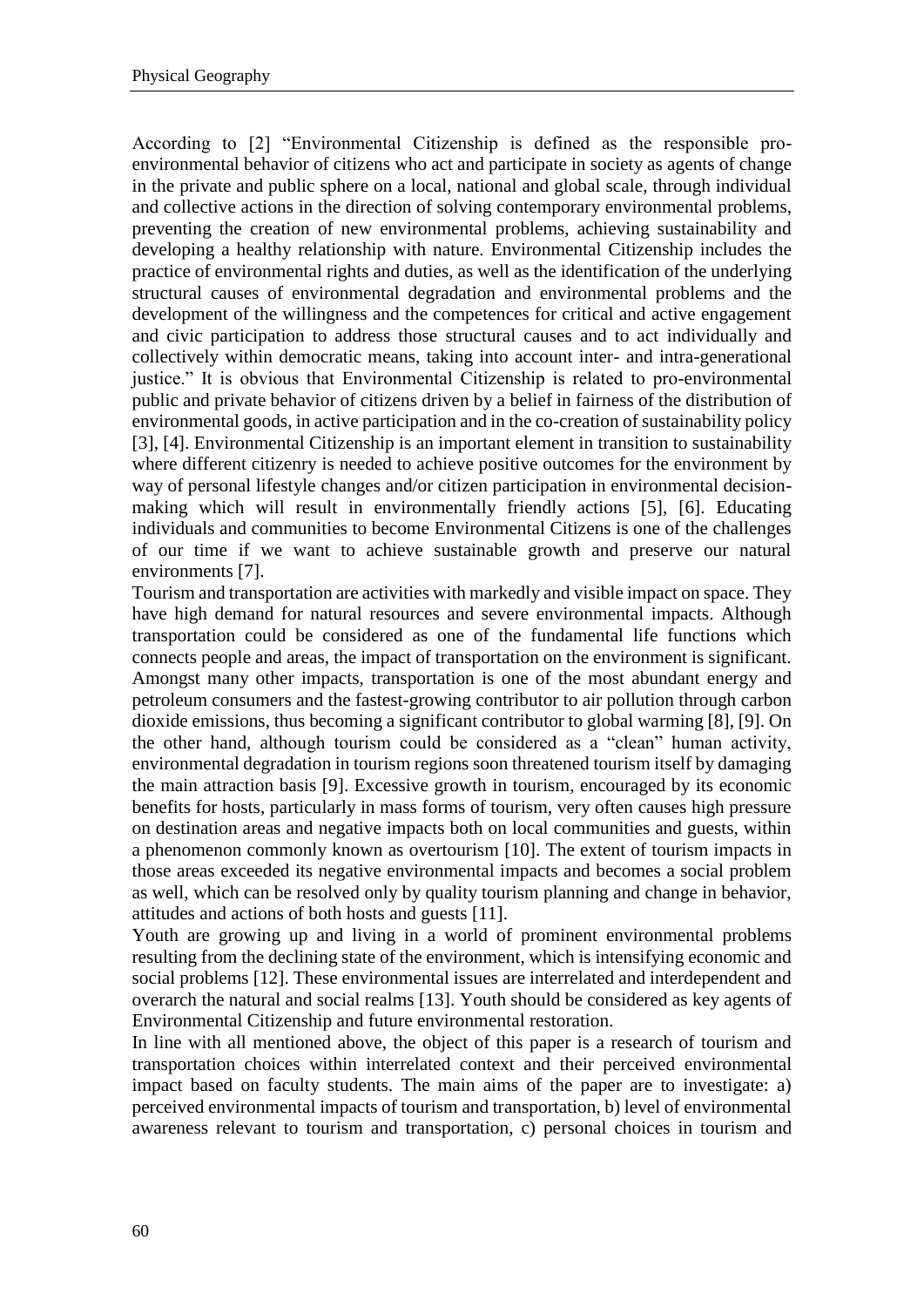According to [2] "Environmental Citizenship is defined as the responsible pro-environmental behavior of citizens who act and participate in society as agents of change in the private and public sphere on a local, national and global scale, through individual and collective actions in the direction of solving contemporary environmental problems, preventing the creation of new environmental problems, achieving sustainability and developing a healthy relationship with nature. Environmental Citizenship includes the practice of environmental rights and duties, as well as the identification of the underlying structural causes of environmental degradation and environmental problems and the development of the willingness and the competences for critical and active engagement and civic participation to address those structural causes and to act individually and collectively within democratic means, taking into account inter- and intra-generational justice." It is obvious that Environmental Citizenship is related to pro-environmental public and private behavior of citizens driven by a belief in fairness of the distribution of environmental goods, in active participation and in the co-creation of sustainability policy [3], [4]. Environmental Citizenship is an important element in transition to sustainability where different citizenry is needed to achieve positive outcomes for the environment by way of personal lifestyle changes and/or citizen participation in environmental decision-making which will result in environmentally friendly actions [5], [6]. Educating individuals and communities to become Environmental Citizens is one of the challenges of our time if we want to achieve sustainable growth and preserve our natural environments [7].

Tourism and transportation are activities with markedly and visible impact on space. They have high demand for natural resources and severe environmental impacts. Although transportation could be considered as one of the fundamental life functions which connects people and areas, the impact of transportation on the environment is significant. Amongst many other impacts, transportation is one of the most abundant energy and petroleum consumers and the fastest-growing contributor to air pollution through carbon dioxide emissions, thus becoming a significant contributor to global warming [8], [9]. On the other hand, although tourism could be considered as a "clean" human activity, environmental degradation in tourism regions soon threatened tourism itself by damaging the main attraction basis [9]. Excessive growth in tourism, encouraged by its economic benefits for hosts, particularly in mass forms of tourism, very often causes high pressure on destination areas and negative impacts both on local communities and guests, within a phenomenon commonly known as overtourism [10]. The extent of tourism impacts in those areas exceeded its negative environmental impacts and becomes a social problem as well, which can be resolved only by quality tourism planning and change in behavior, attitudes and actions of both hosts and guests [11].

Youth are growing up and living in a world of prominent environmental problems resulting from the declining state of the environment, which is intensifying economic and social problems [12]. These environmental issues are interrelated and interdependent and overarch the natural and social realms [13]. Youth should be considered as key agents of Environmental Citizenship and future environmental restoration.

In line with all mentioned above, the object of this paper is a research of tourism and transportation choices within interrelated context and their perceived environmental impact based on faculty students. The main aims of the paper are to investigate: a) perceived environmental impacts of tourism and transportation, b) level of environmental awareness relevant to tourism and transportation, c) personal choices in tourism and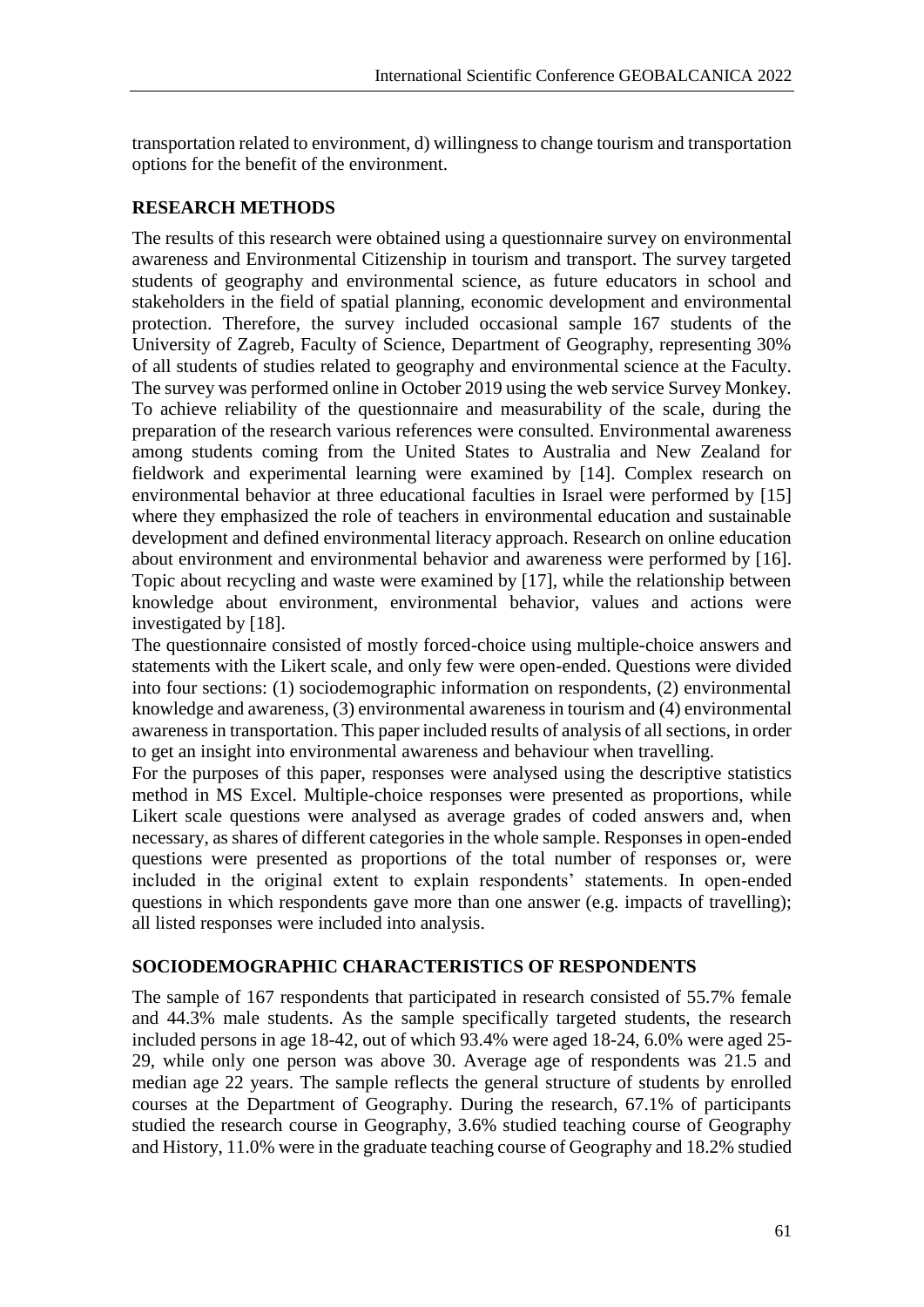transportation related to environment, d) willingness to change tourism and transportation options for the benefit of the environment.

## RESEARCH METHODS

The results of this research were obtained using a questionnaire survey on environmental awareness and Environmental Citizenship in tourism and transport. The survey targeted students of geography and environmental science, as future educators in school and stakeholders in the field of spatial planning, economic development and environmental protection. Therefore, the survey included occasional sample 167 students of the University of Zagreb, Faculty of Science, Department of Geography, representing 30% of all students of studies related to geography and environmental science at the Faculty. The survey was performed online in October 2019 using the web service Survey Monkey. To achieve reliability of the questionnaire and measurability of the scale, during the preparation of the research various references were consulted. Environmental awareness among students coming from the United States to Australia and New Zealand for fieldwork and experimental learning were examined by [14]. Complex research on environmental behavior at three educational faculties in Israel were performed by [15] where they emphasized the role of teachers in environmental education and sustainable development and defined environmental literacy approach. Research on online education about environment and environmental behavior and awareness were performed by [16]. Topic about recycling and waste were examined by [17], while the relationship between knowledge about environment, environmental behavior, values and actions were investigated by [18].

The questionnaire consisted of mostly forced-choice using multiple-choice answers and statements with the Likert scale, and only few were open-ended. Questions were divided into four sections: (1) sociodemographic information on respondents, (2) environmental knowledge and awareness, (3) environmental awareness in tourism and (4) environmental awareness in transportation. This paper included results of analysis of all sections, in order to get an insight into environmental awareness and behaviour when travelling.

For the purposes of this paper, responses were analysed using the descriptive statistics method in MS Excel. Multiple-choice responses were presented as proportions, while Likert scale questions were analysed as average grades of coded answers and, when necessary, as shares of different categories in the whole sample. Responses in open-ended questions were presented as proportions of the total number of responses or, were included in the original extent to explain respondents' statements. In open-ended questions in which respondents gave more than one answer (e.g. impacts of travelling); all listed responses were included into analysis.

## SOCIODEMOGRAPHIC CHARACTERISTICS OF RESPONDENTS

The sample of 167 respondents that participated in research consisted of 55.7% female and 44.3% male students. As the sample specifically targeted students, the research included persons in age 18-42, out of which 93.4% were aged 18-24, 6.0% were aged 25-29, while only one person was above 30. Average age of respondents was 21.5 and median age 22 years. The sample reflects the general structure of students by enrolled courses at the Department of Geography. During the research, 67.1% of participants studied the research course in Geography, 3.6% studied teaching course of Geography and History, 11.0% were in the graduate teaching course of Geography and 18.2% studied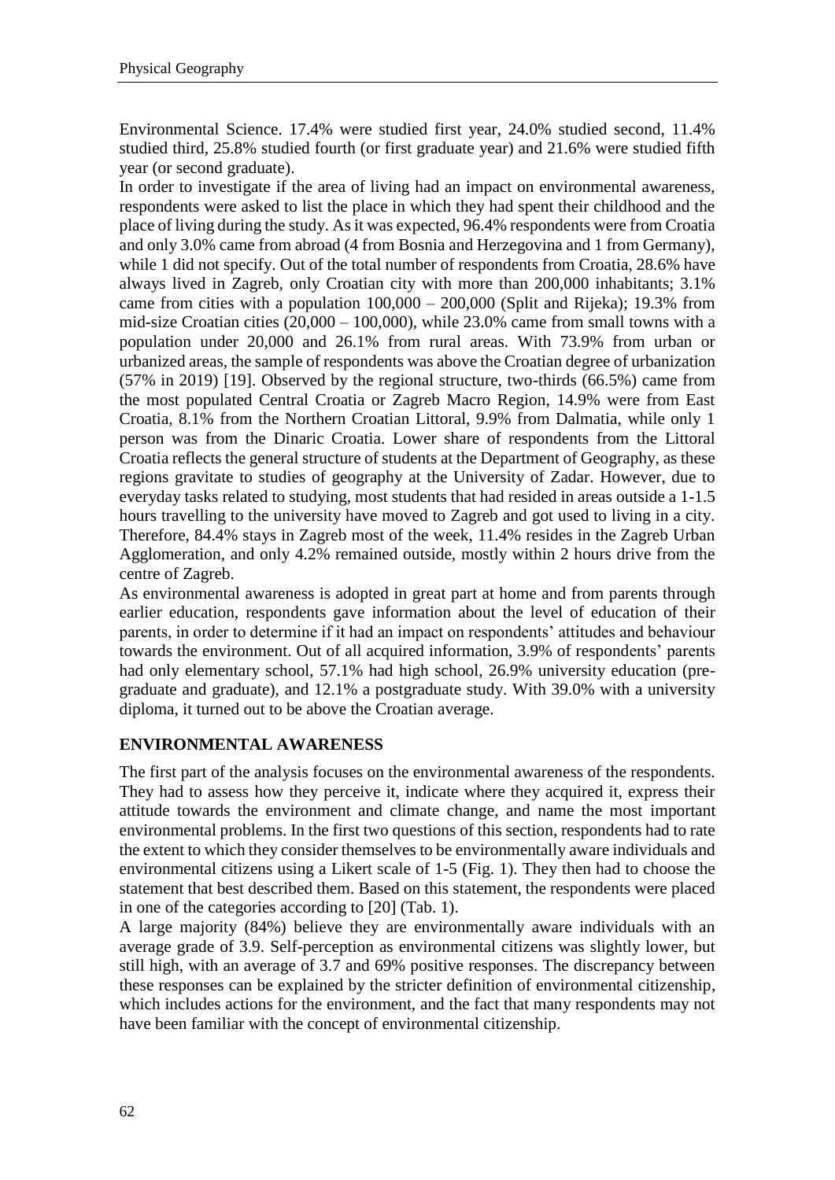Environmental Science. 17.4% were studied first year, 24.0% studied second, 11.4% studied third, 25.8% studied fourth (or first graduate year) and 21.6% were studied fifth year (or second graduate).

In order to investigate if the area of living had an impact on environmental awareness, respondents were asked to list the place in which they had spent their childhood and the place of living during the study. As it was expected, 96.4% respondents were from Croatia and only 3.0% came from abroad (4 from Bosnia and Herzegovina and 1 from Germany), while 1 did not specify. Out of the total number of respondents from Croatia, 28.6% have always lived in Zagreb, only Croatian city with more than 200,000 inhabitants; 3.1% came from cities with a population 100,000 – 200,000 (Split and Rijeka); 19.3% from mid-size Croatian cities (20,000 – 100,000), while 23.0% came from small towns with a population under 20,000 and 26.1% from rural areas. With 73.9% from urban or urbanized areas, the sample of respondents was above the Croatian degree of urbanization (57% in 2019) [19]. Observed by the regional structure, two-thirds (66.5%) came from the most populated Central Croatia or Zagreb Macro Region, 14.9% were from East Croatia, 8.1% from the Northern Croatian Littoral, 9.9% from Dalmatia, while only 1 person was from the Dinaric Croatia. Lower share of respondents from the Littoral Croatia reflects the general structure of students at the Department of Geography, as these regions gravitate to studies of geography at the University of Zadar. However, due to everyday tasks related to studying, most students that had resided in areas outside a 1-1.5 hours travelling to the university have moved to Zagreb and got used to living in a city. Therefore, 84.4% stays in Zagreb most of the week, 11.4% resides in the Zagreb Urban Agglomeration, and only 4.2% remained outside, mostly within 2 hours drive from the centre of Zagreb.

As environmental awareness is adopted in great part at home and from parents through earlier education, respondents gave information about the level of education of their parents, in order to determine if it had an impact on respondents' attitudes and behaviour towards the environment. Out of all acquired information, 3.9% of respondents' parents had only elementary school, 57.1% had high school, 26.9% university education (pre-graduate and graduate), and 12.1% a postgraduate study. With 39.0% with a university diploma, it turned out to be above the Croatian average.

## ENVIRONMENTAL AWARENESS

The first part of the analysis focuses on the environmental awareness of the respondents. They had to assess how they perceive it, indicate where they acquired it, express their attitude towards the environment and climate change, and name the most important environmental problems. In the first two questions of this section, respondents had to rate the extent to which they consider themselves to be environmentally aware individuals and environmental citizens using a Likert scale of 1-5 (Fig. 1). They then had to choose the statement that best described them. Based on this statement, the respondents were placed in one of the categories according to [20] (Tab. 1).

A large majority (84%) believe they are environmentally aware individuals with an average grade of 3.9. Self-perception as environmental citizens was slightly lower, but still high, with an average of 3.7 and 69% positive responses. The discrepancy between these responses can be explained by the stricter definition of environmental citizenship, which includes actions for the environment, and the fact that many respondents may not have been familiar with the concept of environmental citizenship.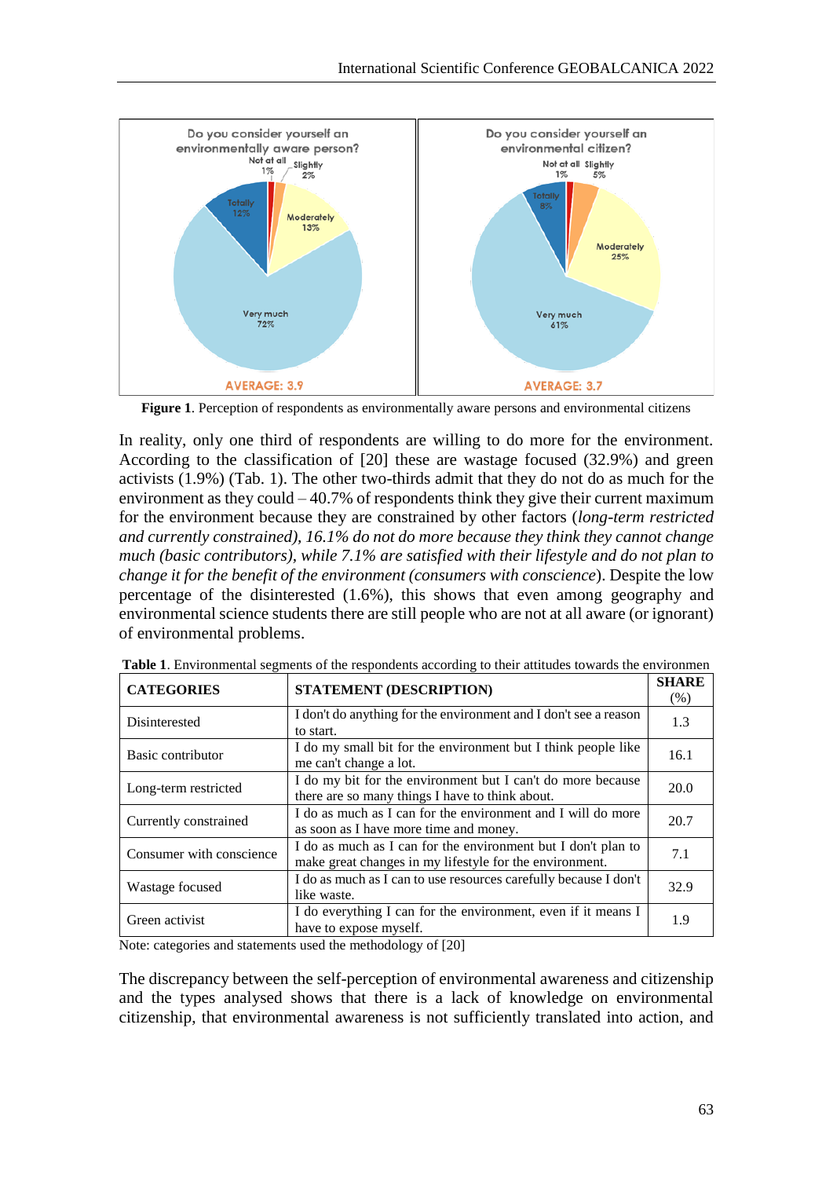Figure 1. Perception of respondents as environmentally aware persons and environmental citizens

In reality, only one third of respondents are willing to do more for the environment. According to the classification of [20] these are wastage focused (32.9%) and green activists (1.9%) (Tab. 1). The other two-thirds admit that they do not do as much for the environment as they could – 40.7% of respondents think they give their current maximum for the environment because they are constrained by other factors (*long-term restricted and currently constrained), 16.1% do not do more because they think they cannot change much (basic contributors), while 7.1% are satisfied with their lifestyle and do not plan to change it for the benefit of the environment (consumers with conscience*). Despite the low percentage of the disinterested (1.6%), this shows that even among geography and environmental science students there are still people who are not at all aware (or ignorant) of environmental problems.

**Table 1**. Environmental segments of the respondents according to their attitudes towards the environmen

| CATEGORIES | STATEMENT (DESCRIPTION) | SHARE (%) |
|---|---|---|
| Disinterested | I don't do anything for the environment and I don't see a reason to start. | 1.3 |
| Basic contributor | I do my small bit for the environment but I think people like me can't change a lot. | 16.1 |
| Long-term restricted | I do my bit for the environment but I can't do more because there are so many things I have to think about. | 20.0 |
| Currently constrained | I do as much as I can for the environment and I will do more as soon as I have more time and money. | 20.7 |
| Consumer with conscience | I do as much as I can for the environment but I don't plan to make great changes in my lifestyle for the environment. | 7.1 |
| Wastage focused | I do as much as I can to use resources carefully because I don't like waste. | 32.9 |
| Green activist | I do everything I can for the environment, even if it means I have to expose myself. | 1.9 |

Note: categories and statements used the methodology of [20]

The discrepancy between the self-perception of environmental awareness and citizenship and the types analysed shows that there is a lack of knowledge on environmental citizenship, that environmental awareness is not sufficiently translated into action, and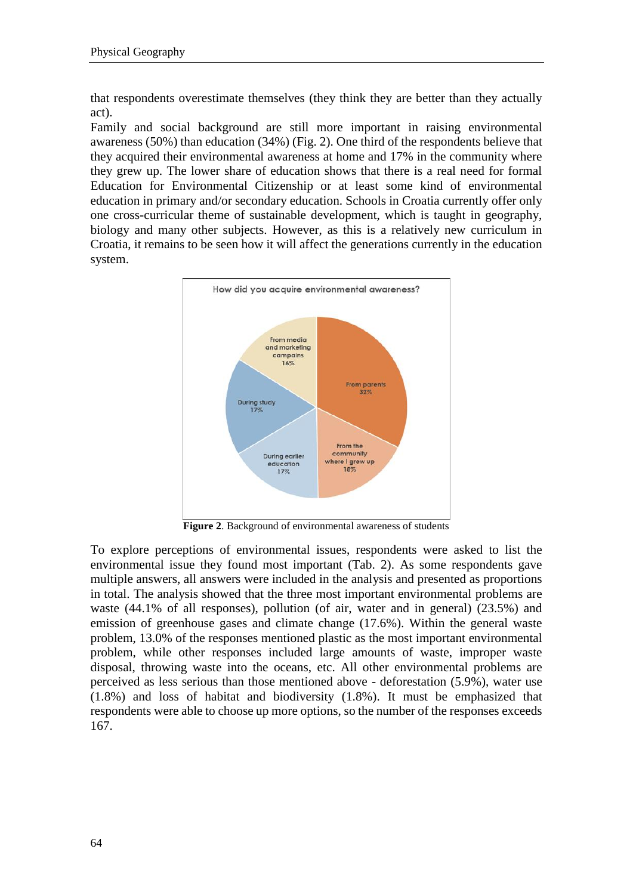that respondents overestimate themselves (they think they are better than they actually act).

Family and social background are still more important in raising environmental awareness (50%) than education (34%) (Fig. 2). One third of the respondents believe that they acquired their environmental awareness at home and 17% in the community where they grew up. The lower share of education shows that there is a real need for formal Education for Environmental Citizenship or at least some kind of environmental education in primary and/or secondary education. Schools in Croatia currently offer only one cross-curricular theme of sustainable development, which is taught in geography, biology and many other subjects. However, as this is a relatively new curriculum in Croatia, it remains to be seen how it will affect the generations currently in the education system.

**Figure 2**. Background of environmental awareness of students

To explore perceptions of environmental issues, respondents were asked to list the environmental issue they found most important (Tab. 2). As some respondents gave multiple answers, all answers were included in the analysis and presented as proportions in total. The analysis showed that the three most important environmental problems are waste (44.1% of all responses), pollution (of air, water and in general) (23.5%) and emission of greenhouse gases and climate change (17.6%). Within the general waste problem, 13.0% of the responses mentioned plastic as the most important environmental problem, while other responses included large amounts of waste, improper waste disposal, throwing waste into the oceans, etc. All other environmental problems are perceived as less serious than those mentioned above - deforestation (5.9%), water use (1.8%) and loss of habitat and biodiversity (1.8%). It must be emphasized that respondents were able to choose up more options, so the number of the responses exceeds 167.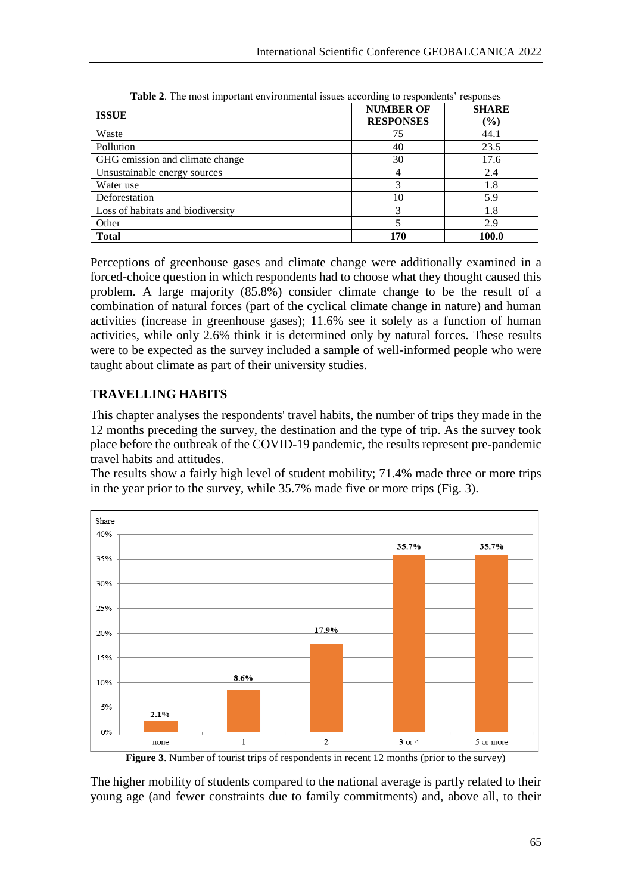**Table 2**. The most important environmental issues according to respondents' responses

| ISSUE | NUMBER OF RESPONSES | SHARE (%) |
|---|---|---|
| Waste | 75 | 44.1 |
| Pollution | 40 | 23.5 |
| GHG emission and climate change | 30 | 17.6 |
| Unsustainable energy sources | 4 | 2.4 |
| Water use | 3 | 1.8 |
| Deforestation | 10 | 5.9 |
| Loss of habitats and biodiversity | 3 | 1.8 |
| Other | 5 | 2.9 |
| **Total** | **170** | **100.0** |

Perceptions of greenhouse gases and climate change were additionally examined in a forced-choice question in which respondents had to choose what they thought caused this problem. A large majority (85.8%) consider climate change to be the result of a combination of natural forces (part of the cyclical climate change in nature) and human activities (increase in greenhouse gases); 11.6% see it solely as a function of human activities, while only 2.6% think it is determined only by natural forces. These results were to be expected as the survey included a sample of well-informed people who were taught about climate as part of their university studies.

## TRAVELLING HABITS

This chapter analyses the respondents' travel habits, the number of trips they made in the 12 months preceding the survey, the destination and the type of trip. As the survey took place before the outbreak of the COVID-19 pandemic, the results represent pre-pandemic travel habits and attitudes.

The results show a fairly high level of student mobility; 71.4% made three or more trips in the year prior to the survey, while 35.7% made five or more trips (Fig. 3).

| Number of trips | Share |
|---|---|
| none | 2.1% |
| 1 | 8.6% |
| 2 | 17.9% |
| 3 or 4 | 35.7% |
| 5 or more | 35.7% |

**Figure 3**. Number of tourist trips of respondents in recent 12 months (prior to the survey)

The higher mobility of students compared to the national average is partly related to their young age (and fewer constraints due to family commitments) and, above all, to their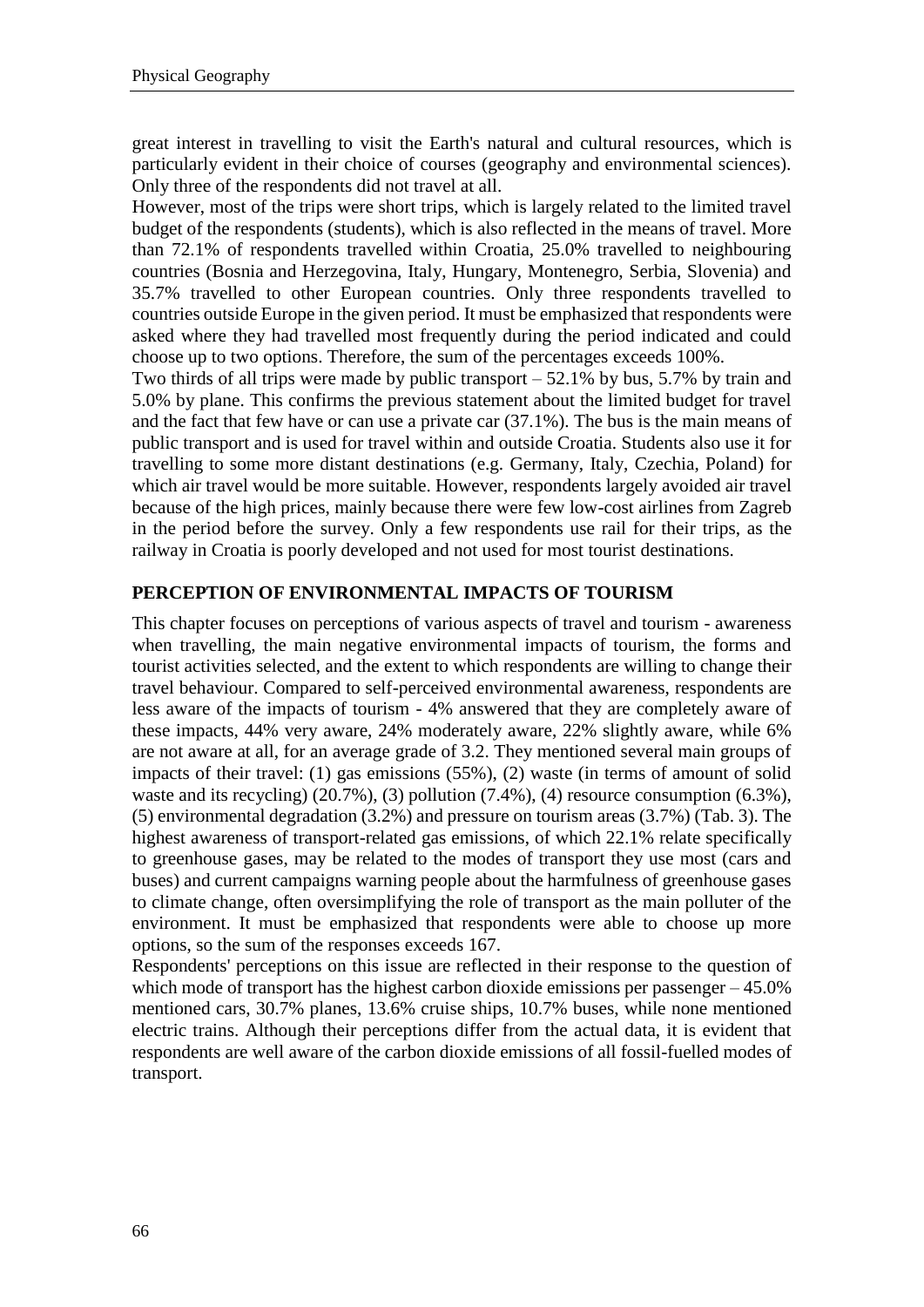great interest in travelling to visit the Earth's natural and cultural resources, which is particularly evident in their choice of courses (geography and environmental sciences). Only three of the respondents did not travel at all.

However, most of the trips were short trips, which is largely related to the limited travel budget of the respondents (students), which is also reflected in the means of travel. More than 72.1% of respondents travelled within Croatia, 25.0% travelled to neighbouring countries (Bosnia and Herzegovina, Italy, Hungary, Montenegro, Serbia, Slovenia) and 35.7% travelled to other European countries. Only three respondents travelled to countries outside Europe in the given period. It must be emphasized that respondents were asked where they had travelled most frequently during the period indicated and could choose up to two options. Therefore, the sum of the percentages exceeds 100%.

Two thirds of all trips were made by public transport – 52.1% by bus, 5.7% by train and 5.0% by plane. This confirms the previous statement about the limited budget for travel and the fact that few have or can use a private car (37.1%). The bus is the main means of public transport and is used for travel within and outside Croatia. Students also use it for travelling to some more distant destinations (e.g. Germany, Italy, Czechia, Poland) for which air travel would be more suitable. However, respondents largely avoided air travel because of the high prices, mainly because there were few low-cost airlines from Zagreb in the period before the survey. Only a few respondents use rail for their trips, as the railway in Croatia is poorly developed and not used for most tourist destinations.

## PERCEPTION OF ENVIRONMENTAL IMPACTS OF TOURISM

This chapter focuses on perceptions of various aspects of travel and tourism - awareness when travelling, the main negative environmental impacts of tourism, the forms and tourist activities selected, and the extent to which respondents are willing to change their travel behaviour. Compared to self-perceived environmental awareness, respondents are less aware of the impacts of tourism - 4% answered that they are completely aware of these impacts, 44% very aware, 24% moderately aware, 22% slightly aware, while 6% are not aware at all, for an average grade of 3.2. They mentioned several main groups of impacts of their travel: (1) gas emissions (55%), (2) waste (in terms of amount of solid waste and its recycling) (20.7%), (3) pollution (7.4%), (4) resource consumption (6.3%), (5) environmental degradation (3.2%) and pressure on tourism areas (3.7%) (Tab. 3). The highest awareness of transport-related gas emissions, of which 22.1% relate specifically to greenhouse gases, may be related to the modes of transport they use most (cars and buses) and current campaigns warning people about the harmfulness of greenhouse gases to climate change, often oversimplifying the role of transport as the main polluter of the environment. It must be emphasized that respondents were able to choose up more options, so the sum of the responses exceeds 167.

Respondents' perceptions on this issue are reflected in their response to the question of which mode of transport has the highest carbon dioxide emissions per passenger – 45.0% mentioned cars, 30.7% planes, 13.6% cruise ships, 10.7% buses, while none mentioned electric trains. Although their perceptions differ from the actual data, it is evident that respondents are well aware of the carbon dioxide emissions of all fossil-fuelled modes of transport.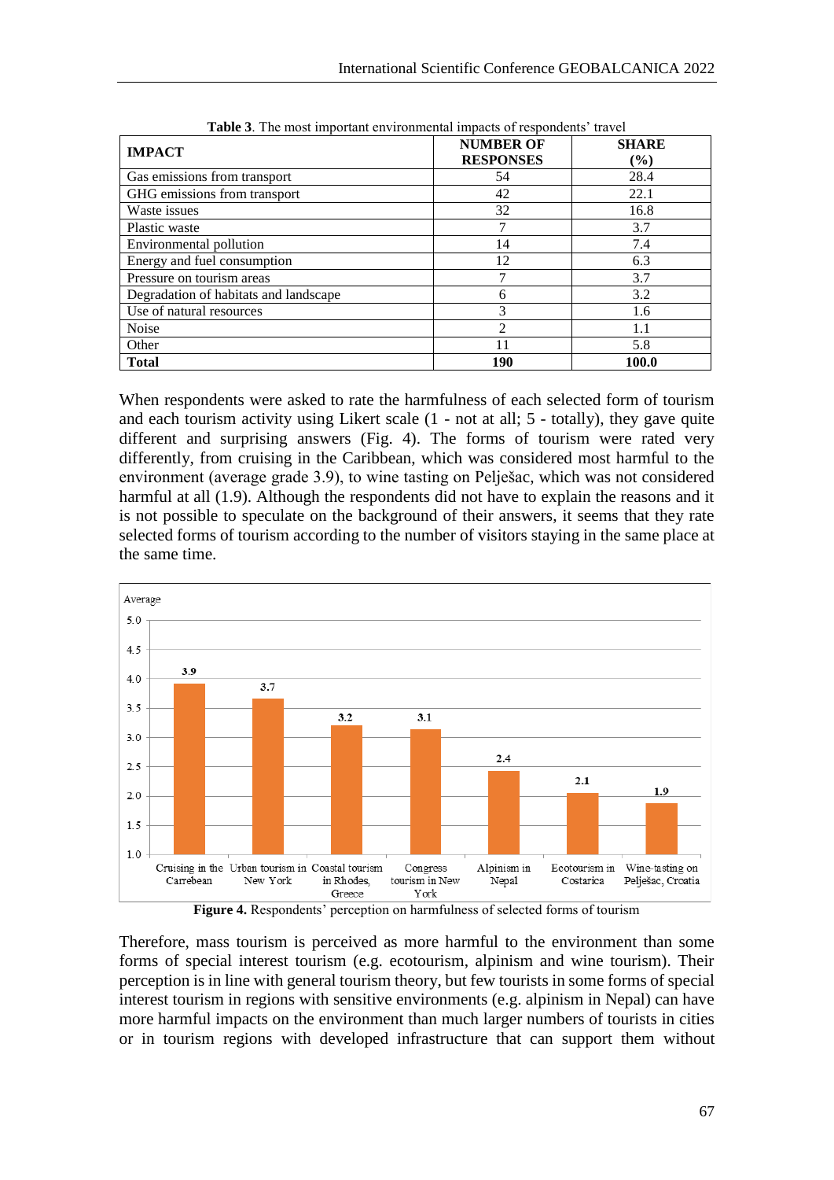**Table 3**. The most important environmental impacts of respondents' travel

| IMPACT | NUMBER OF RESPONSES | SHARE (%) |
|---|---|---|
| Gas emissions from transport | 54 | 28.4 |
| GHG emissions from transport | 42 | 22.1 |
| Waste issues | 32 | 16.8 |
| Plastic waste | 7 | 3.7 |
| Environmental pollution | 14 | 7.4 |
| Energy and fuel consumption | 12 | 6.3 |
| Pressure on tourism areas | 7 | 3.7 |
| Degradation of habitats and landscape | 6 | 3.2 |
| Use of natural resources | 3 | 1.6 |
| Noise | 2 | 1.1 |
| Other | 11 | 5.8 |
| **Total** | **190** | **100.0** |

When respondents were asked to rate the harmfulness of each selected form of tourism and each tourism activity using Likert scale (1 - not at all; 5 - totally), they gave quite different and surprising answers (Fig. 4). The forms of tourism were rated very differently, from cruising in the Caribbean, which was considered most harmful to the environment (average grade 3.9), to wine tasting on Pelješac, which was not considered harmful at all (1.9). Although the respondents did not have to explain the reasons and it is not possible to speculate on the background of their answers, it seems that they rate selected forms of tourism according to the number of visitors staying in the same place at the same time.

**Figure 4.** Respondents' perception on harmfulness of selected forms of tourism

Therefore, mass tourism is perceived as more harmful to the environment than some forms of special interest tourism (e.g. ecotourism, alpinism and wine tourism). Their perception is in line with general tourism theory, but few tourists in some forms of special interest tourism in regions with sensitive environments (e.g. alpinism in Nepal) can have more harmful impacts on the environment than much larger numbers of tourists in cities or in tourism regions with developed infrastructure that can support them without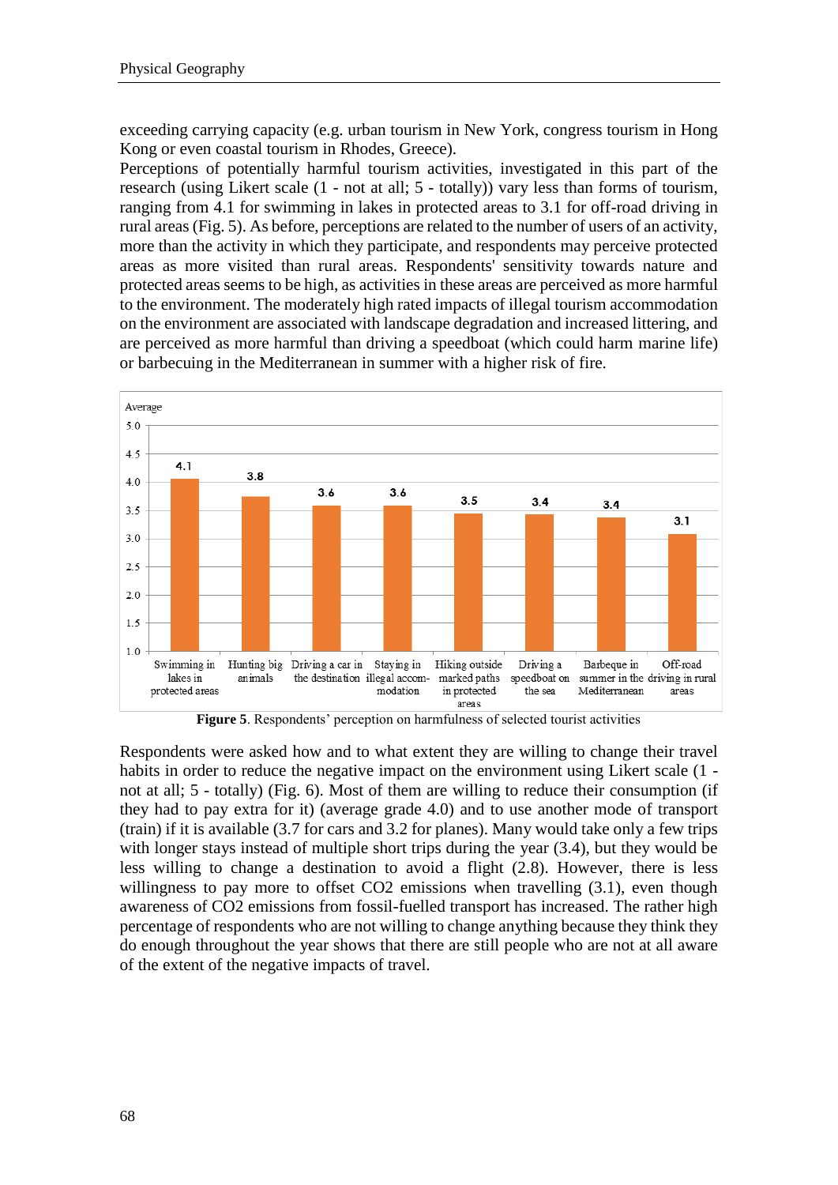exceeding carrying capacity (e.g. urban tourism in New York, congress tourism in Hong Kong or even coastal tourism in Rhodes, Greece).

Perceptions of potentially harmful tourism activities, investigated in this part of the research (using Likert scale (1 - not at all; 5 - totally)) vary less than forms of tourism, ranging from 4.1 for swimming in lakes in protected areas to 3.1 for off-road driving in rural areas (Fig. 5). As before, perceptions are related to the number of users of an activity, more than the activity in which they participate, and respondents may perceive protected areas as more visited than rural areas. Respondents' sensitivity towards nature and protected areas seems to be high, as activities in these areas are perceived as more harmful to the environment. The moderately high rated impacts of illegal tourism accommodation on the environment are associated with landscape degradation and increased littering, and are perceived as more harmful than driving a speedboat (which could harm marine life) or barbecuing in the Mediterranean in summer with a higher risk of fire.

| Activity | Average |
|---|---|
| Swimming in lakes in protected areas | 4.1 |
| Hunting big animals | 3.8 |
| Driving a car in the destination | 3.6 |
| Staying in illegal accommodation | 3.6 |
| Hiking outside marked paths in protected areas | 3.5 |
| Driving a speedboat on the sea | 3.4 |
| Barbeque in summer in the Mediterranean | 3.4 |
| Off-road driving in rural areas | 3.1 |

**Figure 5**. Respondents' perception on harmfulness of selected tourist activities

Respondents were asked how and to what extent they are willing to change their travel habits in order to reduce the negative impact on the environment using Likert scale (1 - not at all; 5 - totally) (Fig. 6). Most of them are willing to reduce their consumption (if they had to pay extra for it) (average grade 4.0) and to use another mode of transport (train) if it is available (3.7 for cars and 3.2 for planes). Many would take only a few trips with longer stays instead of multiple short trips during the year (3.4), but they would be less willing to change a destination to avoid a flight (2.8). However, there is less willingness to pay more to offset $CO_2$ emissions when travelling (3.1), even though awareness of $CO_2$ emissions from fossil-fuelled transport has increased. The rather high percentage of respondents who are not willing to change anything because they think they do enough throughout the year shows that there are still people who are not at all aware of the extent of the negative impacts of travel.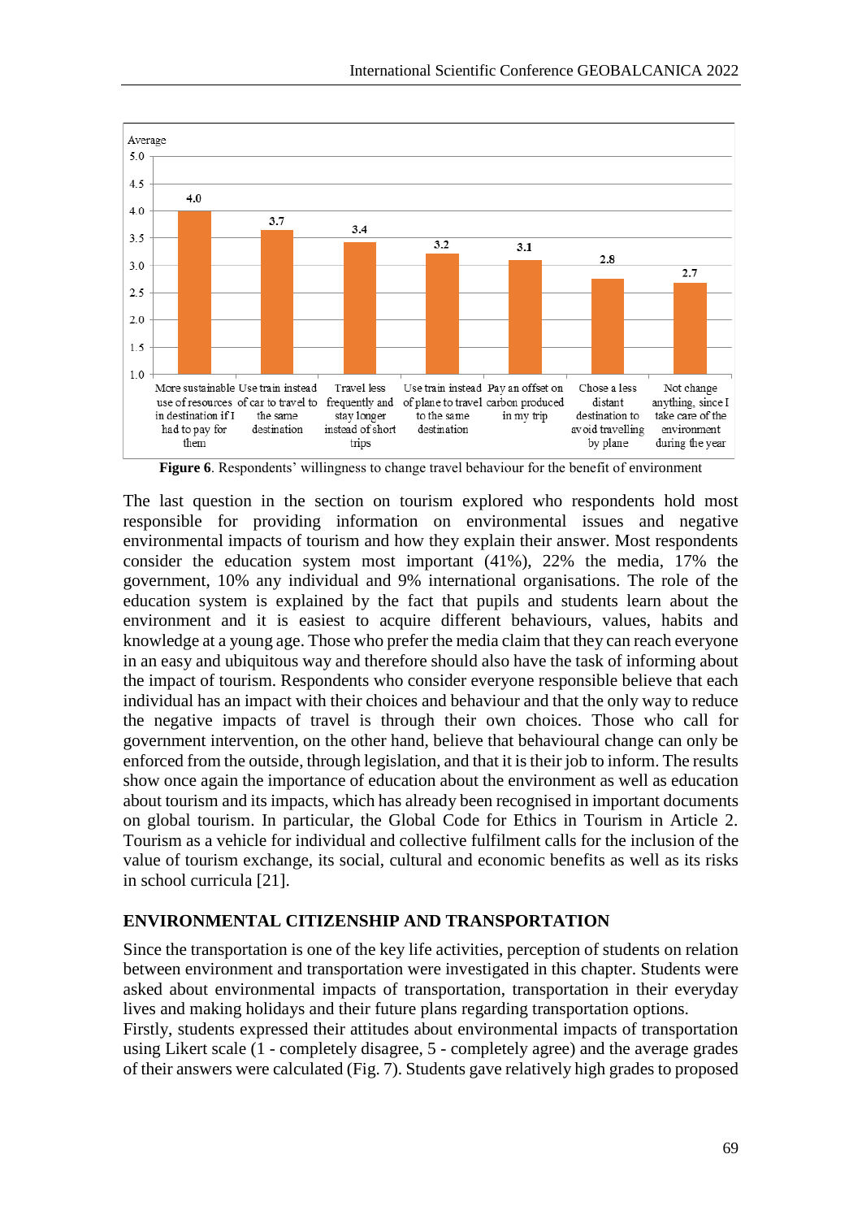**Figure 6**. Respondents' willingness to change travel behaviour for the benefit of environment

The last question in the section on tourism explored who respondents hold most responsible for providing information on environmental issues and negative environmental impacts of tourism and how they explain their answer. Most respondents consider the education system most important (41%), 22% the media, 17% the government, 10% any individual and 9% international organisations. The role of the education system is explained by the fact that pupils and students learn about the environment and it is easiest to acquire different behaviours, values, habits and knowledge at a young age. Those who prefer the media claim that they can reach everyone in an easy and ubiquitous way and therefore should also have the task of informing about the impact of tourism. Respondents who consider everyone responsible believe that each individual has an impact with their choices and behaviour and that the only way to reduce the negative impacts of travel is through their own choices. Those who call for government intervention, on the other hand, believe that behavioural change can only be enforced from the outside, through legislation, and that it is their job to inform. The results show once again the importance of education about the environment as well as education about tourism and its impacts, which has already been recognised in important documents on global tourism. In particular, the Global Code for Ethics in Tourism in Article 2. Tourism as a vehicle for individual and collective fulfilment calls for the inclusion of the value of tourism exchange, its social, cultural and economic benefits as well as its risks in school curricula [21].

## ENVIRONMENTAL CITIZENSHIP AND TRANSPORTATION

Since the transportation is one of the key life activities, perception of students on relation between environment and transportation were investigated in this chapter. Students were asked about environmental impacts of transportation, transportation in their everyday lives and making holidays and their future plans regarding transportation options.

Firstly, students expressed their attitudes about environmental impacts of transportation using Likert scale (1 - completely disagree, 5 - completely agree) and the average grades of their answers were calculated (Fig. 7). Students gave relatively high grades to proposed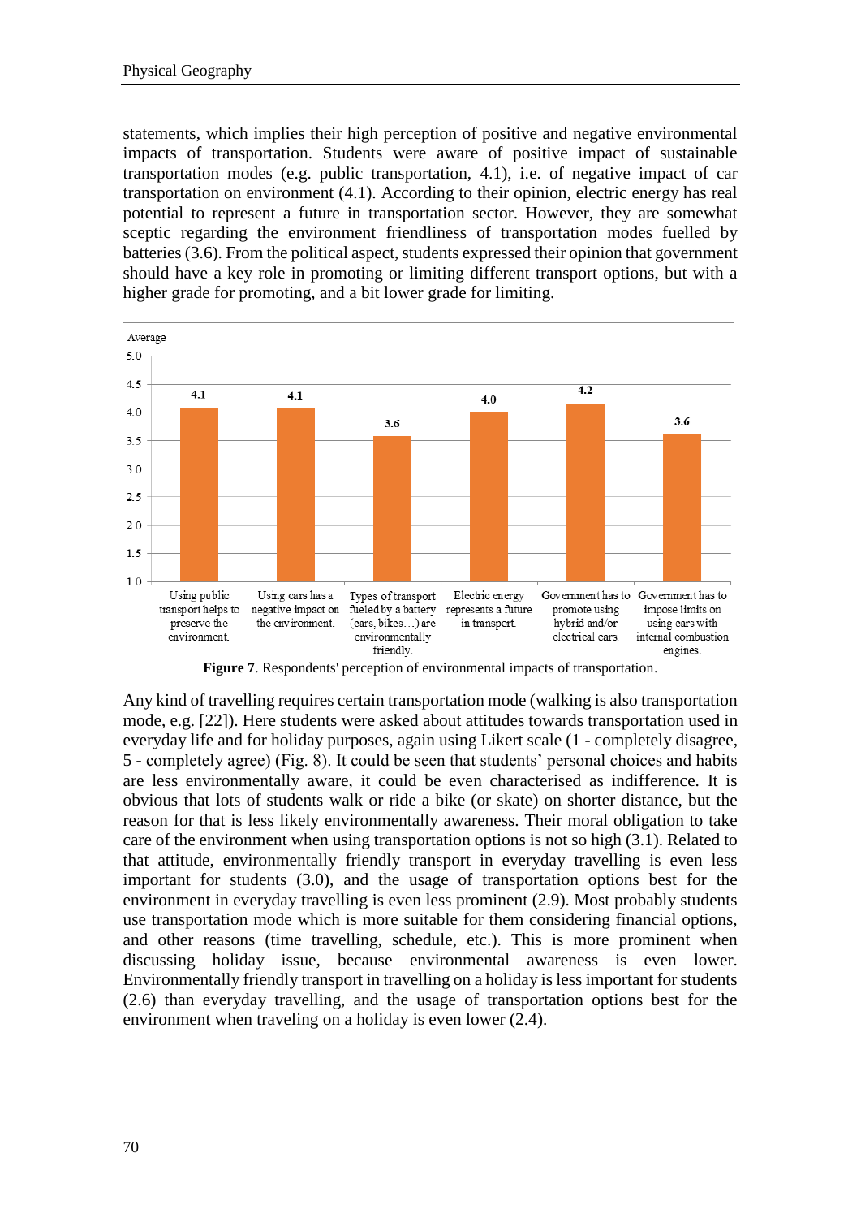statements, which implies their high perception of positive and negative environmental impacts of transportation. Students were aware of positive impact of sustainable transportation modes (e.g. public transportation, 4.1), i.e. of negative impact of car transportation on environment (4.1). According to their opinion, electric energy has real potential to represent a future in transportation sector. However, they are somewhat sceptic regarding the environment friendliness of transportation modes fuelled by batteries (3.6). From the political aspect, students expressed their opinion that government should have a key role in promoting or limiting different transport options, but with a higher grade for promoting, and a bit lower grade for limiting.

| Statement | Average |
|---|---|
| Using public transport helps to preserve the environment. | 4.1 |
| Using cars has a negative impact on the environment. | 4.1 |
| Types of transport fueled by a battery (cars, bikes…) are environmentally friendly. | 3.6 |
| Electric energy represents a future in transport. | 4.0 |
| Government has to promote using hybrid and/or electrical cars. | 4.2 |
| Government has to impose limits on using cars with internal combustion engines. | 3.6 |

**Figure 7**. Respondents' perception of environmental impacts of transportation.

Any kind of travelling requires certain transportation mode (walking is also transportation mode, e.g. [22]). Here students were asked about attitudes towards transportation used in everyday life and for holiday purposes, again using Likert scale (1 - completely disagree, 5 - completely agree) (Fig. 8). It could be seen that students' personal choices and habits are less environmentally aware, it could be even characterised as indifference. It is obvious that lots of students walk or ride a bike (or skate) on shorter distance, but the reason for that is less likely environmentally awareness. Their moral obligation to take care of the environment when using transportation options is not so high (3.1). Related to that attitude, environmentally friendly transport in everyday travelling is even less important for students (3.0), and the usage of transportation options best for the environment in everyday travelling is even less prominent (2.9). Most probably students use transportation mode which is more suitable for them considering financial options, and other reasons (time travelling, schedule, etc.). This is more prominent when discussing holiday issue, because environmental awareness is even lower. Environmentally friendly transport in travelling on a holiday is less important for students (2.6) than everyday travelling, and the usage of transportation options best for the environment when traveling on a holiday is even lower (2.4).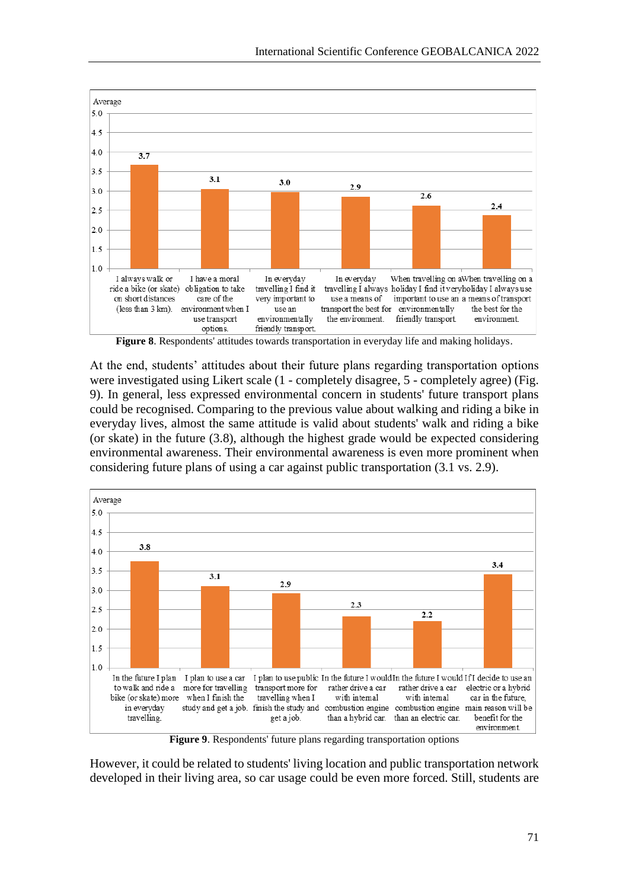**Figure 8**. Respondents' attitudes towards transportation in everyday life and making holidays.

At the end, students' attitudes about their future plans regarding transportation options were investigated using Likert scale (1 - completely disagree, 5 - completely agree) (Fig. 9). In general, less expressed environmental concern in students' future transport plans could be recognised. Comparing to the previous value about walking and riding a bike in everyday lives, almost the same attitude is valid about students' walk and riding a bike (or skate) in the future (3.8), although the highest grade would be expected considering environmental awareness. Their environmental awareness is even more prominent when considering future plans of using a car against public transportation (3.1 vs. 2.9).

**Figure 9**. Respondents' future plans regarding transportation options

However, it could be related to students' living location and public transportation network developed in their living area, so car usage could be even more forced. Still, students are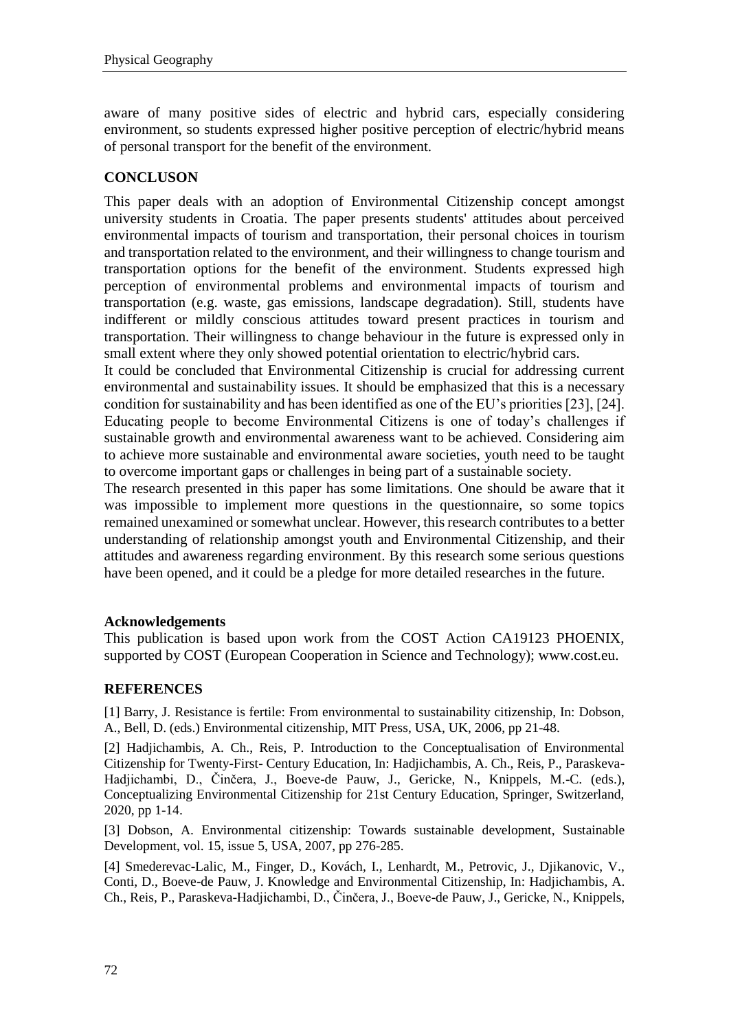aware of many positive sides of electric and hybrid cars, especially considering environment, so students expressed higher positive perception of electric/hybrid means of personal transport for the benefit of the environment.

## CONCLUSON

This paper deals with an adoption of Environmental Citizenship concept amongst university students in Croatia. The paper presents students' attitudes about perceived environmental impacts of tourism and transportation, their personal choices in tourism and transportation related to the environment, and their willingness to change tourism and transportation options for the benefit of the environment. Students expressed high perception of environmental problems and environmental impacts of tourism and transportation (e.g. waste, gas emissions, landscape degradation). Still, students have indifferent or mildly conscious attitudes toward present practices in tourism and transportation. Their willingness to change behaviour in the future is expressed only in small extent where they only showed potential orientation to electric/hybrid cars.

It could be concluded that Environmental Citizenship is crucial for addressing current environmental and sustainability issues. It should be emphasized that this is a necessary condition for sustainability and has been identified as one of the EU's priorities [23], [24]. Educating people to become Environmental Citizens is one of today's challenges if sustainable growth and environmental awareness want to be achieved. Considering aim to achieve more sustainable and environmental aware societies, youth need to be taught to overcome important gaps or challenges in being part of a sustainable society.

The research presented in this paper has some limitations. One should be aware that it was impossible to implement more questions in the questionnaire, so some topics remained unexamined or somewhat unclear. However, this research contributes to a better understanding of relationship amongst youth and Environmental Citizenship, and their attitudes and awareness regarding environment. By this research some serious questions have been opened, and it could be a pledge for more detailed researches in the future.

### Acknowledgements

This publication is based upon work from the COST Action CA19123 PHOENIX, supported by COST (European Cooperation in Science and Technology); www.cost.eu.

## REFERENCES

[1] Barry, J. Resistance is fertile: From environmental to sustainability citizenship, In: Dobson, A., Bell, D. (eds.) Environmental citizenship, MIT Press, USA, UK, 2006, pp 21-48.

[2] Hadjichambis, A. Ch., Reis, P. Introduction to the Conceptualisation of Environmental Citizenship for Twenty-First- Century Education, In: Hadjichambis, A. Ch., Reis, P., Paraskeva-Hadjichambi, D., Činčera, J., Boeve-de Pauw, J., Gericke, N., Knippels, M.-C. (eds.), Conceptualizing Environmental Citizenship for 21st Century Education, Springer, Switzerland, 2020, pp 1-14.

[3] Dobson, A. Environmental citizenship: Towards sustainable development, Sustainable Development, vol. 15, issue 5, USA, 2007, pp 276-285.

[4] Smederevac-Lalic, M., Finger, D., Kovách, I., Lenhardt, M., Petrovic, J., Djikanovic, V., Conti, D., Boeve-de Pauw, J. Knowledge and Environmental Citizenship, In: Hadjichambis, A. Ch., Reis, P., Paraskeva-Hadjichambi, D., Činčera, J., Boeve-de Pauw, J., Gericke, N., Knippels,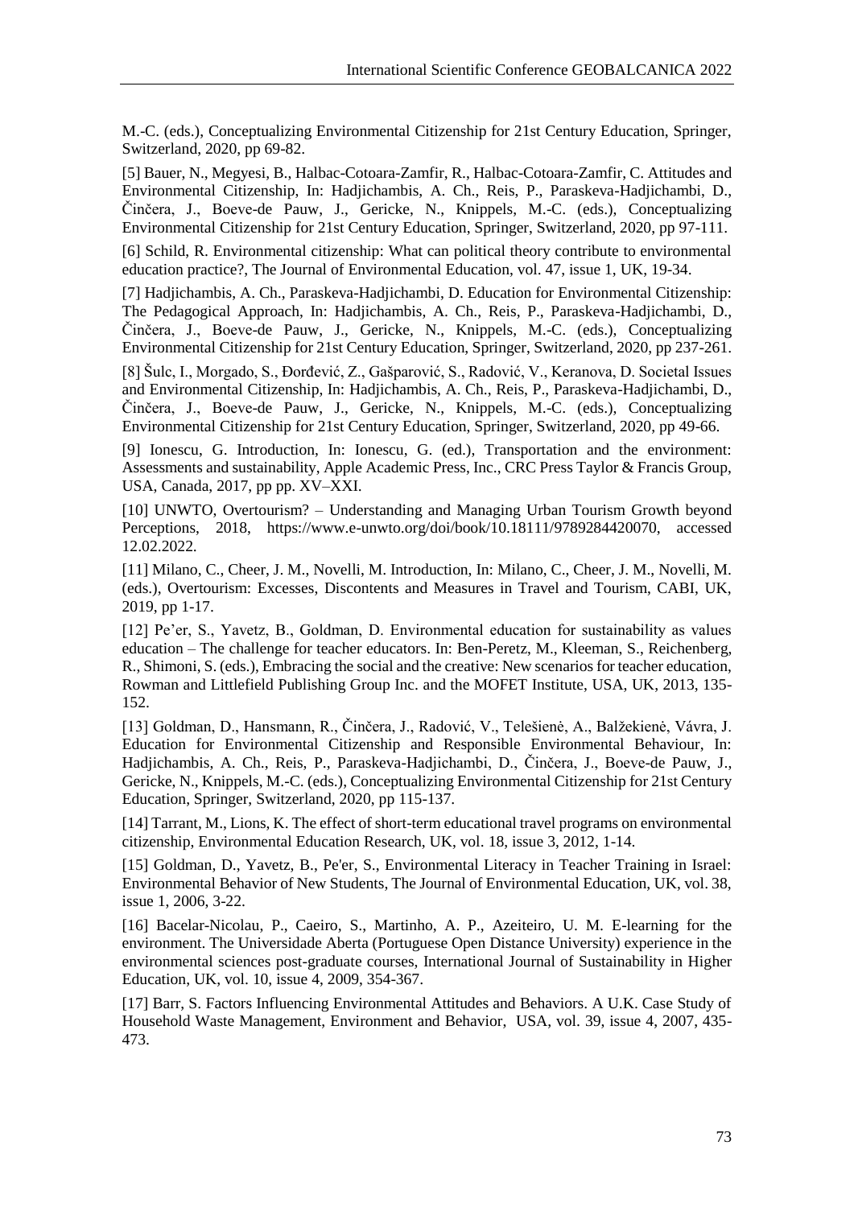M.-C. (eds.), Conceptualizing Environmental Citizenship for 21st Century Education, Springer, Switzerland, 2020, pp 69-82.

[5] Bauer, N., Megyesi, B., Halbac-Cotoara-Zamfir, R., Halbac-Cotoara-Zamfir, C. Attitudes and Environmental Citizenship, In: Hadjichambis, A. Ch., Reis, P., Paraskeva-Hadjichambi, D., Činčera, J., Boeve-de Pauw, J., Gericke, N., Knippels, M.-C. (eds.), Conceptualizing Environmental Citizenship for 21st Century Education, Springer, Switzerland, 2020, pp 97-111.

[6] Schild, R. Environmental citizenship: What can political theory contribute to environmental education practice?, The Journal of Environmental Education, vol. 47, issue 1, UK, 19-34.

[7] Hadjichambis, A. Ch., Paraskeva-Hadjichambi, D. Education for Environmental Citizenship: The Pedagogical Approach, In: Hadjichambis, A. Ch., Reis, P., Paraskeva-Hadjichambi, D., Činčera, J., Boeve-de Pauw, J., Gericke, N., Knippels, M.-C. (eds.), Conceptualizing Environmental Citizenship for 21st Century Education, Springer, Switzerland, 2020, pp 237-261.

[8] Šulc, I., Morgado, S., Đorđević, Z., Gašparović, S., Radović, V., Keranova, D. Societal Issues and Environmental Citizenship, In: Hadjichambis, A. Ch., Reis, P., Paraskeva-Hadjichambi, D., Činčera, J., Boeve-de Pauw, J., Gericke, N., Knippels, M.-C. (eds.), Conceptualizing Environmental Citizenship for 21st Century Education, Springer, Switzerland, 2020, pp 49-66.

[9] Ionescu, G. Introduction, In: Ionescu, G. (ed.), Transportation and the environment: Assessments and sustainability, Apple Academic Press, Inc., CRC Press Taylor & Francis Group, USA, Canada, 2017, pp pp. XV–XXI.

[10] UNWTO, Overtourism? – Understanding and Managing Urban Tourism Growth beyond Perceptions, 2018, https://www.e-unwto.org/doi/book/10.18111/9789284420070, accessed 12.02.2022.

[11] Milano, C., Cheer, J. M., Novelli, M. Introduction, In: Milano, C., Cheer, J. M., Novelli, M. (eds.), Overtourism: Excesses, Discontents and Measures in Travel and Tourism, CABI, UK, 2019, pp 1-17.

[12] Pe'er, S., Yavetz, B., Goldman, D. Environmental education for sustainability as values education – The challenge for teacher educators. In: Ben-Peretz, M., Kleeman, S., Reichenberg, R., Shimoni, S. (eds.), Embracing the social and the creative: New scenarios for teacher education, Rowman and Littlefield Publishing Group Inc. and the MOFET Institute, USA, UK, 2013, 135-152.

[13] Goldman, D., Hansmann, R., Činčera, J., Radović, V., Telešienė, A., Balžekienė, Vávra, J. Education for Environmental Citizenship and Responsible Environmental Behaviour, In: Hadjichambis, A. Ch., Reis, P., Paraskeva-Hadjichambi, D., Činčera, J., Boeve-de Pauw, J., Gericke, N., Knippels, M.-C. (eds.), Conceptualizing Environmental Citizenship for 21st Century Education, Springer, Switzerland, 2020, pp 115-137.

[14] Tarrant, M., Lions, K. The effect of short-term educational travel programs on environmental citizenship, Environmental Education Research, UK, vol. 18, issue 3, 2012, 1-14.

[15] Goldman, D., Yavetz, B., Pe'er, S., Environmental Literacy in Teacher Training in Israel: Environmental Behavior of New Students, The Journal of Environmental Education, UK, vol. 38, issue 1, 2006, 3-22.

[16] Bacelar-Nicolau, P., Caeiro, S., Martinho, A. P., Azeiteiro, U. M. E-learning for the environment. The Universidade Aberta (Portuguese Open Distance University) experience in the environmental sciences post-graduate courses, International Journal of Sustainability in Higher Education, UK, vol. 10, issue 4, 2009, 354-367.

[17] Barr, S. Factors Influencing Environmental Attitudes and Behaviors. A U.K. Case Study of Household Waste Management, Environment and Behavior, USA, vol. 39, issue 4, 2007, 435-473.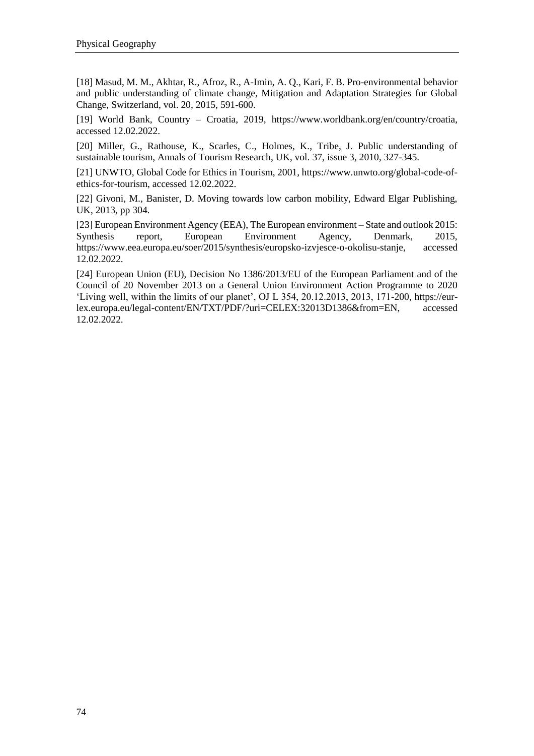[18] Masud, M. M., Akhtar, R., Afroz, R., A-Imin, A. Q., Kari, F. B. Pro-environmental behavior and public understanding of climate change, Mitigation and Adaptation Strategies for Global Change, Switzerland, vol. 20, 2015, 591-600.

[19] World Bank, Country – Croatia, 2019, https://www.worldbank.org/en/country/croatia, accessed 12.02.2022.

[20] Miller, G., Rathouse, K., Scarles, C., Holmes, K., Tribe, J. Public understanding of sustainable tourism, Annals of Tourism Research, UK, vol. 37, issue 3, 2010, 327-345.

[21] UNWTO, Global Code for Ethics in Tourism, 2001, https://www.unwto.org/global-code-of-ethics-for-tourism, accessed 12.02.2022.

[22] Givoni, M., Banister, D. Moving towards low carbon mobility, Edward Elgar Publishing, UK, 2013, pp 304.

[23] European Environment Agency (EEA), The European environment – State and outlook 2015: Synthesis report, European Environment Agency, Denmark, 2015, https://www.eea.europa.eu/soer/2015/synthesis/europsko-izvjesce-o-okolisu-stanje, accessed 12.02.2022.

[24] European Union (EU), Decision No 1386/2013/EU of the European Parliament and of the Council of 20 November 2013 on a General Union Environment Action Programme to 2020 'Living well, within the limits of our planet', OJ L 354, 20.12.2013, 2013, 171-200, https://eur-lex.europa.eu/legal-content/EN/TXT/PDF/?uri=CELEX:32013D1386&from=EN, accessed 12.02.2022.